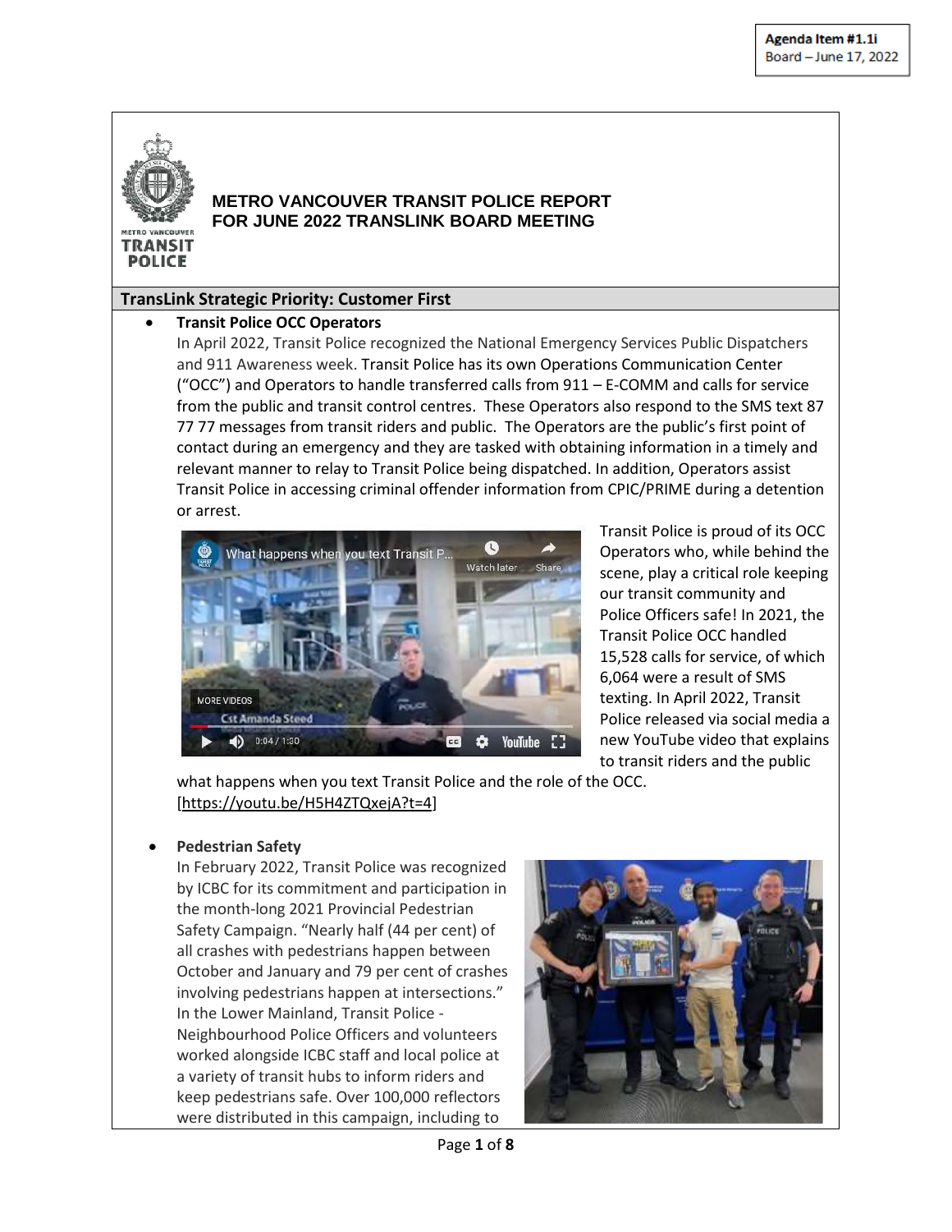Agenda Item #1.1i
Board – June 17, 2022

# METRO VANCOUVER TRANSIT POLICE REPORT FOR JUNE 2022 TRANSLINK BOARD MEETING

## TransLink Strategic Priority: Customer First

- **Transit Police OCC Operators**
  In April 2022, Transit Police recognized the National Emergency Services Public Dispatchers and 911 Awareness week. Transit Police has its own Operations Communication Center ("OCC") and Operators to handle transferred calls from 911 – E-COMM and calls for service from the public and transit control centres. These Operators also respond to the SMS text 87 77 77 messages from transit riders and public. The Operators are the public's first point of contact during an emergency and they are tasked with obtaining information in a timely and relevant manner to relay to Transit Police being dispatched. In addition, Operators assist Transit Police in accessing criminal offender information from CPIC/PRIME during a detention or arrest.

  Transit Police is proud of its OCC Operators who, while behind the scene, play a critical role keeping our transit community and Police Officers safe! In 2021, the Transit Police OCC handled 15,528 calls for service, of which 6,064 were a result of SMS texting. In April 2022, Transit Police released via social media a new YouTube video that explains to transit riders and the public what happens when you text Transit Police and the role of the OCC. [https://youtu.be/H5H4ZTQxejA?t=4]

- **Pedestrian Safety**
  In February 2022, Transit Police was recognized by ICBC for its commitment and participation in the month-long 2021 Provincial Pedestrian Safety Campaign. "Nearly half (44 per cent) of all crashes with pedestrians happen between October and January and 79 per cent of crashes involving pedestrians happen at intersections." In the Lower Mainland, Transit Police - Neighbourhood Police Officers and volunteers worked alongside ICBC staff and local police at a variety of transit hubs to inform riders and keep pedestrians safe. Over 100,000 reflectors were distributed in this campaign, including to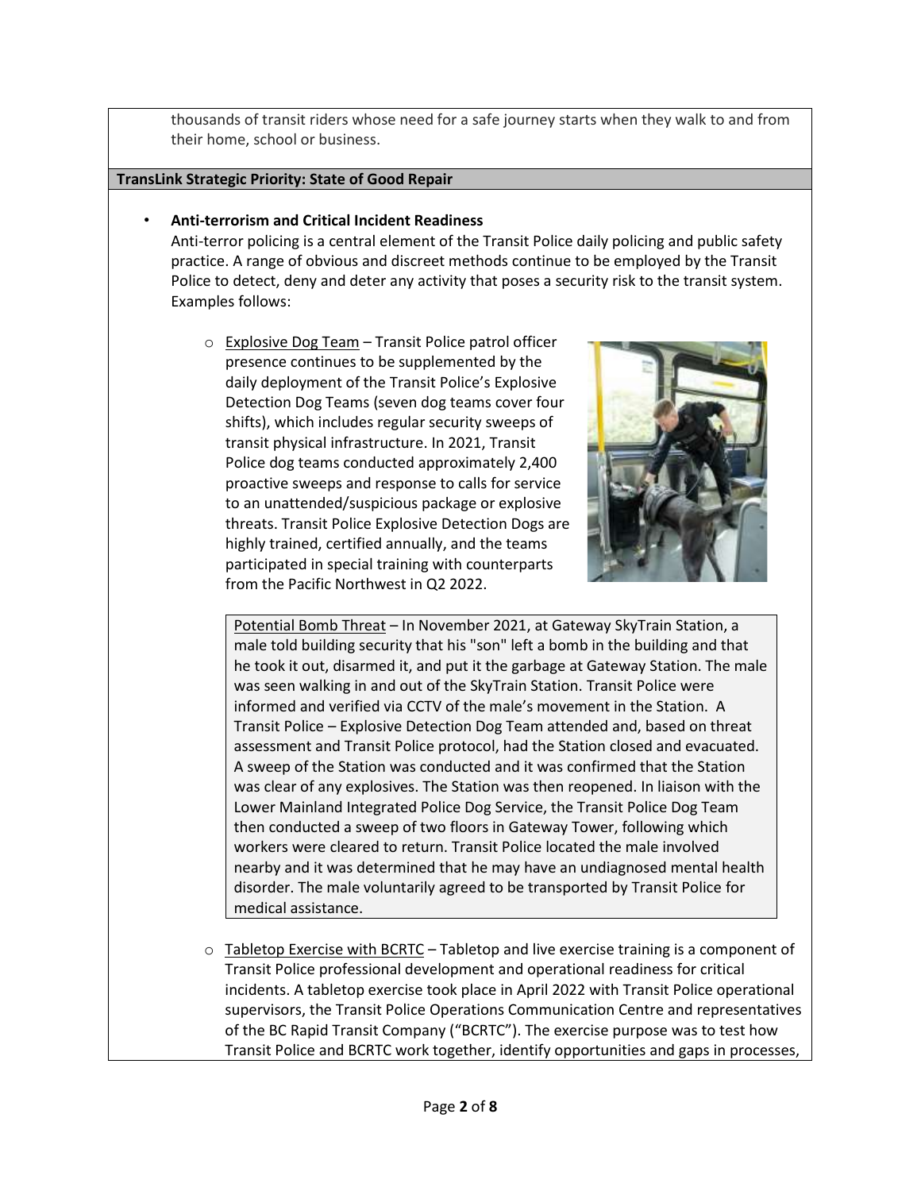thousands of transit riders whose need for a safe journey starts when they walk to and from their home, school or business.

**TransLink Strategic Priority: State of Good Repair**

- **Anti-terrorism and Critical Incident Readiness**
  Anti-terror policing is a central element of the Transit Police daily policing and public safety practice. A range of obvious and discreet methods continue to be employed by the Transit Police to detect, deny and deter any activity that poses a security risk to the transit system. Examples follows:

  - Explosive Dog Team – Transit Police patrol officer presence continues to be supplemented by the daily deployment of the Transit Police's Explosive Detection Dog Teams (seven dog teams cover four shifts), which includes regular security sweeps of transit physical infrastructure. In 2021, Transit Police dog teams conducted approximately 2,400 proactive sweeps and response to calls for service to an unattended/suspicious package or explosive threats. Transit Police Explosive Detection Dogs are highly trained, certified annually, and the teams participated in special training with counterparts from the Pacific Northwest in Q2 2022.

    Potential Bomb Threat – In November 2021, at Gateway SkyTrain Station, a male told building security that his "son" left a bomb in the building and that he took it out, disarmed it, and put it the garbage at Gateway Station. The male was seen walking in and out of the SkyTrain Station. Transit Police were informed and verified via CCTV of the male's movement in the Station. A Transit Police – Explosive Detection Dog Team attended and, based on threat assessment and Transit Police protocol, had the Station closed and evacuated. A sweep of the Station was conducted and it was confirmed that the Station was clear of any explosives. The Station was then reopened. In liaison with the Lower Mainland Integrated Police Dog Service, the Transit Police Dog Team then conducted a sweep of two floors in Gateway Tower, following which workers were cleared to return. Transit Police located the male involved nearby and it was determined that he may have an undiagnosed mental health disorder. The male voluntarily agreed to be transported by Transit Police for medical assistance.

  - Tabletop Exercise with BCRTC – Tabletop and live exercise training is a component of Transit Police professional development and operational readiness for critical incidents. A tabletop exercise took place in April 2022 with Transit Police operational supervisors, the Transit Police Operations Communication Centre and representatives of the BC Rapid Transit Company ("BCRTC"). The exercise purpose was to test how Transit Police and BCRTC work together, identify opportunities and gaps in processes,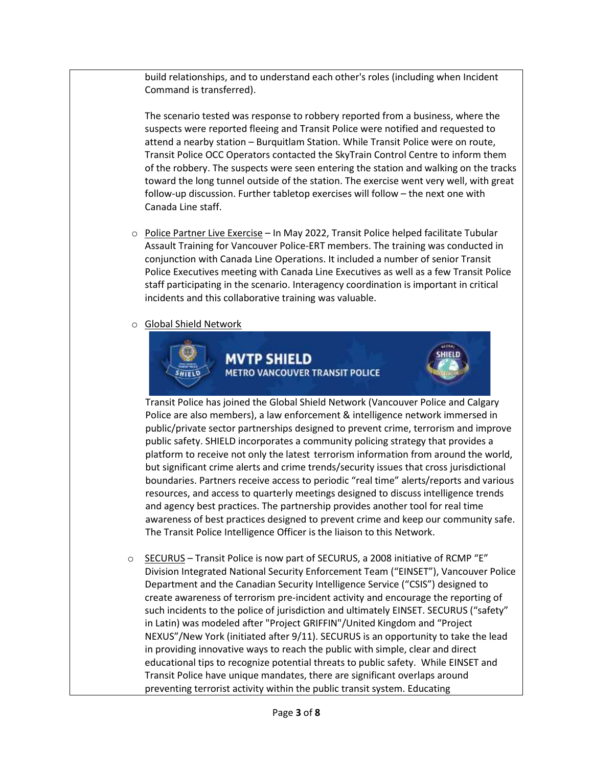build relationships, and to understand each other's roles (including when Incident Command is transferred).

The scenario tested was response to robbery reported from a business, where the suspects were reported fleeing and Transit Police were notified and requested to attend a nearby station – Burquitlam Station. While Transit Police were on route, Transit Police OCC Operators contacted the SkyTrain Control Centre to inform them of the robbery. The suspects were seen entering the station and walking on the tracks toward the long tunnel outside of the station. The exercise went very well, with great follow-up discussion. Further tabletop exercises will follow – the next one with Canada Line staff.

- Police Partner Live Exercise – In May 2022, Transit Police helped facilitate Tubular Assault Training for Vancouver Police-ERT members. The training was conducted in conjunction with Canada Line Operations. It included a number of senior Transit Police Executives meeting with Canada Line Executives as well as a few Transit Police staff participating in the scenario. Interagency coordination is important in critical incidents and this collaborative training was valuable.

- Global Shield Network

  MVTP SHIELD
  METRO VANCOUVER TRANSIT POLICE

  Transit Police has joined the Global Shield Network (Vancouver Police and Calgary Police are also members), a law enforcement & intelligence network immersed in public/private sector partnerships designed to prevent crime, terrorism and improve public safety. SHIELD incorporates a community policing strategy that provides a platform to receive not only the latest terrorism information from around the world, but significant crime alerts and crime trends/security issues that cross jurisdictional boundaries. Partners receive access to periodic "real time" alerts/reports and various resources, and access to quarterly meetings designed to discuss intelligence trends and agency best practices. The partnership provides another tool for real time awareness of best practices designed to prevent crime and keep our community safe. The Transit Police Intelligence Officer is the liaison to this Network.

- SECURUS – Transit Police is now part of SECURUS, a 2008 initiative of RCMP "E" Division Integrated National Security Enforcement Team ("EINSET"), Vancouver Police Department and the Canadian Security Intelligence Service ("CSIS") designed to create awareness of terrorism pre-incident activity and encourage the reporting of such incidents to the police of jurisdiction and ultimately EINSET. SECURUS ("safety" in Latin) was modeled after "Project GRIFFIN"/United Kingdom and "Project NEXUS"/New York (initiated after 9/11). SECURUS is an opportunity to take the lead in providing innovative ways to reach the public with simple, clear and direct educational tips to recognize potential threats to public safety. While EINSET and Transit Police have unique mandates, there are significant overlaps around preventing terrorist activity within the public transit system. Educating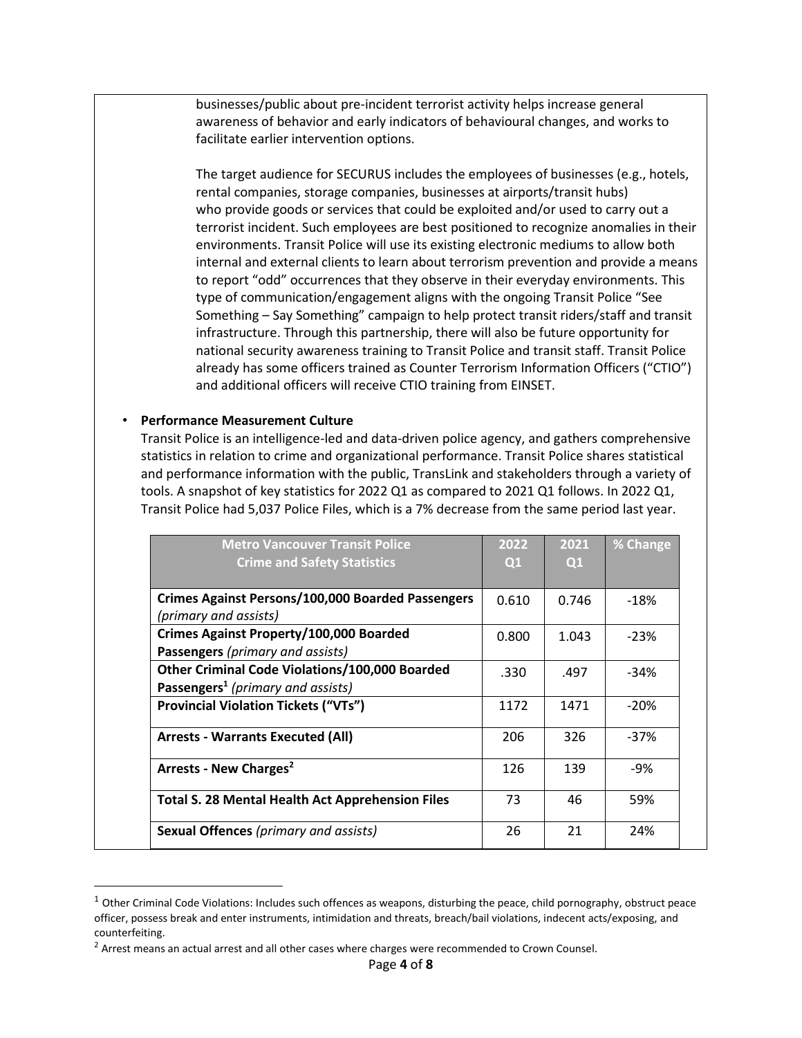businesses/public about pre-incident terrorist activity helps increase general awareness of behavior and early indicators of behavioural changes, and works to facilitate earlier intervention options.

The target audience for SECURUS includes the employees of businesses (e.g., hotels, rental companies, storage companies, businesses at airports/transit hubs) who provide goods or services that could be exploited and/or used to carry out a terrorist incident. Such employees are best positioned to recognize anomalies in their environments. Transit Police will use its existing electronic mediums to allow both internal and external clients to learn about terrorism prevention and provide a means to report "odd" occurrences that they observe in their everyday environments. This type of communication/engagement aligns with the ongoing Transit Police "See Something – Say Something" campaign to help protect transit riders/staff and transit infrastructure. Through this partnership, there will also be future opportunity for national security awareness training to Transit Police and transit staff. Transit Police already has some officers trained as Counter Terrorism Information Officers ("CTIO") and additional officers will receive CTIO training from EINSET.

- **Performance Measurement Culture**
  Transit Police is an intelligence-led and data-driven police agency, and gathers comprehensive statistics in relation to crime and organizational performance. Transit Police shares statistical and performance information with the public, TransLink and stakeholders through a variety of tools. A snapshot of key statistics for 2022 Q1 as compared to 2021 Q1 follows. In 2022 Q1, Transit Police had 5,037 Police Files, which is a 7% decrease from the same period last year.

| Metro Vancouver Transit Police Crime and Safety Statistics | 2022 Q1 | 2021 Q1 | % Change |
|---|---|---|---|
| **Crimes Against Persons/100,000 Boarded Passengers** *(primary and assists)* | 0.610 | 0.746 | -18% |
| **Crimes Against Property/100,000 Boarded Passengers** *(primary and assists)* | 0.800 | 1.043 | -23% |
| **Other Criminal Code Violations/100,000 Boarded Passengers**[1] *(primary and assists)* | .330 | .497 | -34% |
| **Provincial Violation Tickets ("VTs")** | 1172 | 1471 | -20% |
| **Arrests - Warrants Executed (All)** | 206 | 326 | -37% |
| **Arrests - New Charges**[2] | 126 | 139 | -9% |
| **Total S. 28 Mental Health Act Apprehension Files** | 73 | 46 | 59% |
| **Sexual Offences** *(primary and assists)* | 26 | 21 | 24% |

[1] Other Criminal Code Violations: Includes such offences as weapons, disturbing the peace, child pornography, obstruct peace officer, possess break and enter instruments, intimidation and threats, breach/bail violations, indecent acts/exposing, and counterfeiting.

[2] Arrest means an actual arrest and all other cases where charges were recommended to Crown Counsel.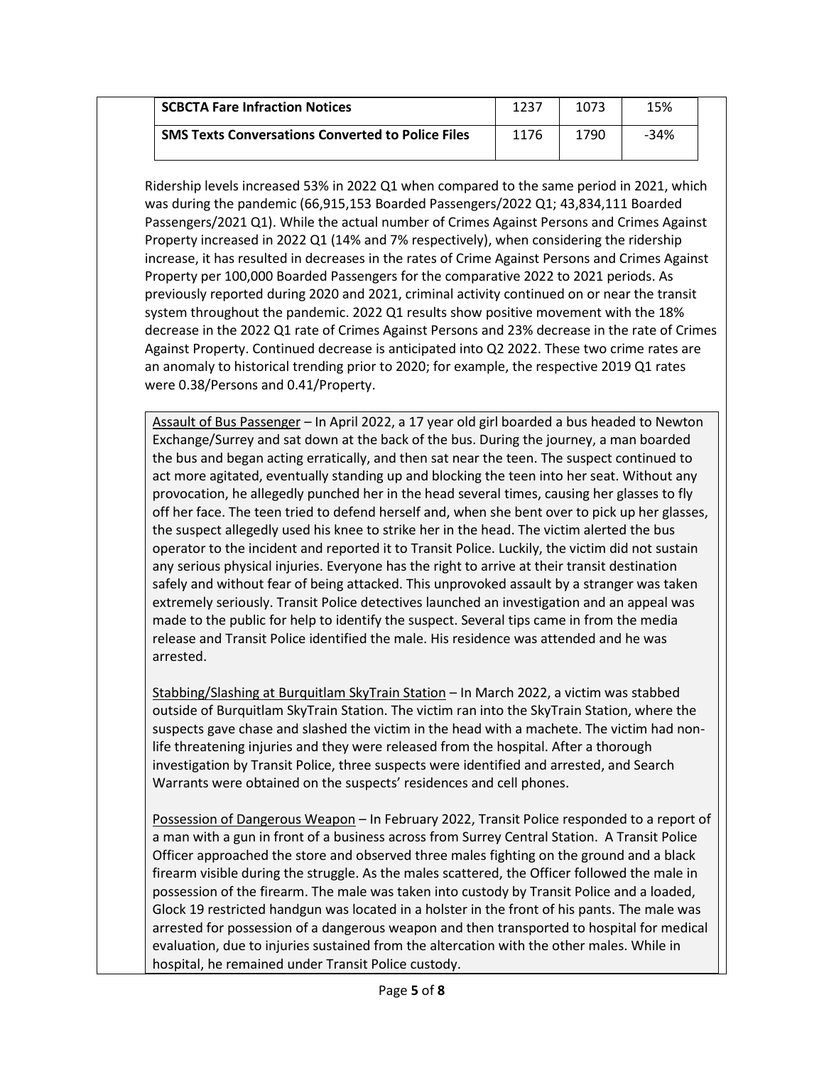| SCBCTA Fare Infraction Notices | 1237 | 1073 | 15% |
|---|---|---|---|
| **SMS Texts Conversations Converted to Police Files** | 1176 | 1790 | -34% |

Ridership levels increased 53% in 2022 Q1 when compared to the same period in 2021, which was during the pandemic (66,915,153 Boarded Passengers/2022 Q1; 43,834,111 Boarded Passengers/2021 Q1). While the actual number of Crimes Against Persons and Crimes Against Property increased in 2022 Q1 (14% and 7% respectively), when considering the ridership increase, it has resulted in decreases in the rates of Crime Against Persons and Crimes Against Property per 100,000 Boarded Passengers for the comparative 2022 to 2021 periods. As previously reported during 2020 and 2021, criminal activity continued on or near the transit system throughout the pandemic. 2022 Q1 results show positive movement with the 18% decrease in the 2022 Q1 rate of Crimes Against Persons and 23% decrease in the rate of Crimes Against Property. Continued decrease is anticipated into Q2 2022. These two crime rates are an anomaly to historical trending prior to 2020; for example, the respective 2019 Q1 rates were 0.38/Persons and 0.41/Property.

Assault of Bus Passenger – In April 2022, a 17 year old girl boarded a bus headed to Newton Exchange/Surrey and sat down at the back of the bus. During the journey, a man boarded the bus and began acting erratically, and then sat near the teen. The suspect continued to act more agitated, eventually standing up and blocking the teen into her seat. Without any provocation, he allegedly punched her in the head several times, causing her glasses to fly off her face. The teen tried to defend herself and, when she bent over to pick up her glasses, the suspect allegedly used his knee to strike her in the head. The victim alerted the bus operator to the incident and reported it to Transit Police. Luckily, the victim did not sustain any serious physical injuries. Everyone has the right to arrive at their transit destination safely and without fear of being attacked. This unprovoked assault by a stranger was taken extremely seriously. Transit Police detectives launched an investigation and an appeal was made to the public for help to identify the suspect. Several tips came in from the media release and Transit Police identified the male. His residence was attended and he was arrested.

Stabbing/Slashing at Burquitlam SkyTrain Station – In March 2022, a victim was stabbed outside of Burquitlam SkyTrain Station. The victim ran into the SkyTrain Station, where the suspects gave chase and slashed the victim in the head with a machete. The victim had non-life threatening injuries and they were released from the hospital. After a thorough investigation by Transit Police, three suspects were identified and arrested, and Search Warrants were obtained on the suspects' residences and cell phones.

Possession of Dangerous Weapon – In February 2022, Transit Police responded to a report of a man with a gun in front of a business across from Surrey Central Station. A Transit Police Officer approached the store and observed three males fighting on the ground and a black firearm visible during the struggle. As the males scattered, the Officer followed the male in possession of the firearm. The male was taken into custody by Transit Police and a loaded, Glock 19 restricted handgun was located in a holster in the front of his pants. The male was arrested for possession of a dangerous weapon and then transported to hospital for medical evaluation, due to injuries sustained from the altercation with the other males. While in hospital, he remained under Transit Police custody.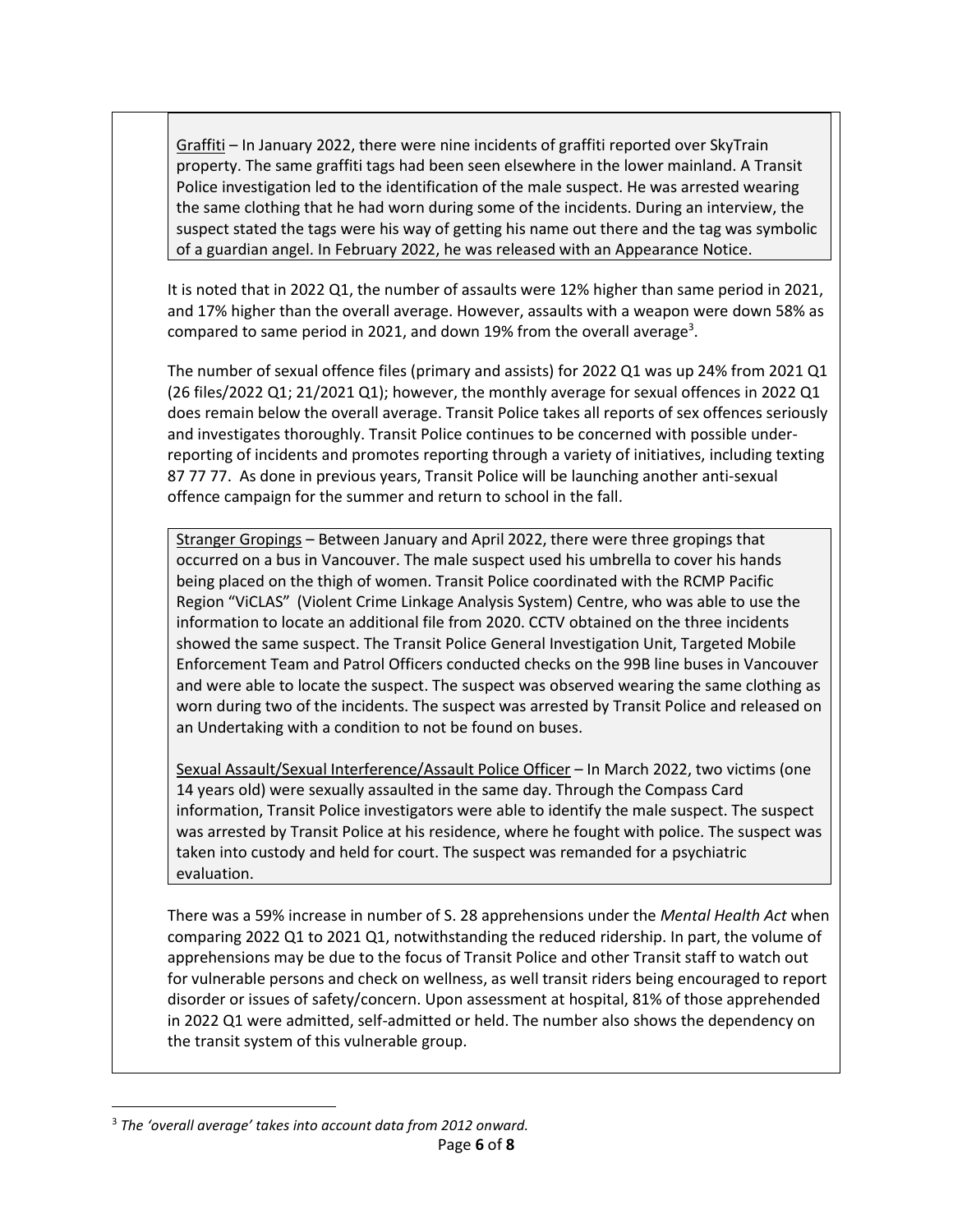Graffiti – In January 2022, there were nine incidents of graffiti reported over SkyTrain property. The same graffiti tags had been seen elsewhere in the lower mainland. A Transit Police investigation led to the identification of the male suspect. He was arrested wearing the same clothing that he had worn during some of the incidents. During an interview, the suspect stated the tags were his way of getting his name out there and the tag was symbolic of a guardian angel. In February 2022, he was released with an Appearance Notice.

It is noted that in 2022 Q1, the number of assaults were 12% higher than same period in 2021, and 17% higher than the overall average. However, assaults with a weapon were down 58% as compared to same period in 2021, and down 19% from the overall average[3].

The number of sexual offence files (primary and assists) for 2022 Q1 was up 24% from 2021 Q1 (26 files/2022 Q1; 21/2021 Q1); however, the monthly average for sexual offences in 2022 Q1 does remain below the overall average. Transit Police takes all reports of sex offences seriously and investigates thoroughly. Transit Police continues to be concerned with possible under-reporting of incidents and promotes reporting through a variety of initiatives, including texting 87 77 77. As done in previous years, Transit Police will be launching another anti-sexual offence campaign for the summer and return to school in the fall.

Stranger Gropings – Between January and April 2022, there were three gropings that occurred on a bus in Vancouver. The male suspect used his umbrella to cover his hands being placed on the thigh of women. Transit Police coordinated with the RCMP Pacific Region "ViCLAS" (Violent Crime Linkage Analysis System) Centre, who was able to use the information to locate an additional file from 2020. CCTV obtained on the three incidents showed the same suspect. The Transit Police General Investigation Unit, Targeted Mobile Enforcement Team and Patrol Officers conducted checks on the 99B line buses in Vancouver and were able to locate the suspect. The suspect was observed wearing the same clothing as worn during two of the incidents. The suspect was arrested by Transit Police and released on an Undertaking with a condition to not be found on buses.

Sexual Assault/Sexual Interference/Assault Police Officer – In March 2022, two victims (one 14 years old) were sexually assaulted in the same day. Through the Compass Card information, Transit Police investigators were able to identify the male suspect. The suspect was arrested by Transit Police at his residence, where he fought with police. The suspect was taken into custody and held for court. The suspect was remanded for a psychiatric evaluation.

There was a 59% increase in number of S. 28 apprehensions under the *Mental Health Act* when comparing 2022 Q1 to 2021 Q1, notwithstanding the reduced ridership. In part, the volume of apprehensions may be due to the focus of Transit Police and other Transit staff to watch out for vulnerable persons and check on wellness, as well transit riders being encouraged to report disorder or issues of safety/concern. Upon assessment at hospital, 81% of those apprehended in 2022 Q1 were admitted, self-admitted or held. The number also shows the dependency on the transit system of this vulnerable group.

[3] *The 'overall average' takes into account data from 2012 onward.*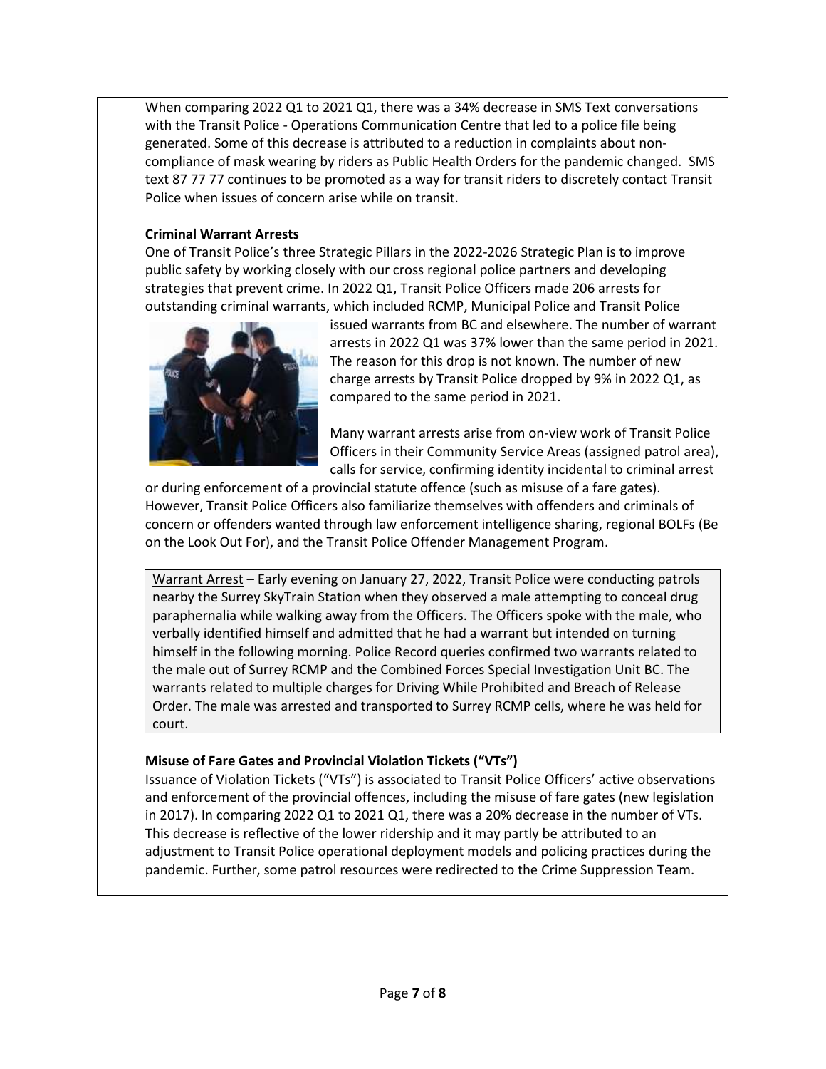When comparing 2022 Q1 to 2021 Q1, there was a 34% decrease in SMS Text conversations with the Transit Police - Operations Communication Centre that led to a police file being generated. Some of this decrease is attributed to a reduction in complaints about non-compliance of mask wearing by riders as Public Health Orders for the pandemic changed. SMS text 87 77 77 continues to be promoted as a way for transit riders to discretely contact Transit Police when issues of concern arise while on transit.

**Criminal Warrant Arrests**

One of Transit Police's three Strategic Pillars in the 2022-2026 Strategic Plan is to improve public safety by working closely with our cross regional police partners and developing strategies that prevent crime. In 2022 Q1, Transit Police Officers made 206 arrests for outstanding criminal warrants, which included RCMP, Municipal Police and Transit Police issued warrants from BC and elsewhere. The number of warrant arrests in 2022 Q1 was 37% lower than the same period in 2021. The reason for this drop is not known. The number of new charge arrests by Transit Police dropped by 9% in 2022 Q1, as compared to the same period in 2021.

Many warrant arrests arise from on-view work of Transit Police Officers in their Community Service Areas (assigned patrol area), calls for service, confirming identity incidental to criminal arrest or during enforcement of a provincial statute offence (such as misuse of a fare gates). However, Transit Police Officers also familiarize themselves with offenders and criminals of concern or offenders wanted through law enforcement intelligence sharing, regional BOLFs (Be on the Look Out For), and the Transit Police Offender Management Program.

> Warrant Arrest – Early evening on January 27, 2022, Transit Police were conducting patrols nearby the Surrey SkyTrain Station when they observed a male attempting to conceal drug paraphernalia while walking away from the Officers. The Officers spoke with the male, who verbally identified himself and admitted that he had a warrant but intended on turning himself in the following morning. Police Record queries confirmed two warrants related to the male out of Surrey RCMP and the Combined Forces Special Investigation Unit BC. The warrants related to multiple charges for Driving While Prohibited and Breach of Release Order. The male was arrested and transported to Surrey RCMP cells, where he was held for court.

**Misuse of Fare Gates and Provincial Violation Tickets ("VTs")**

Issuance of Violation Tickets ("VTs") is associated to Transit Police Officers' active observations and enforcement of the provincial offences, including the misuse of fare gates (new legislation in 2017). In comparing 2022 Q1 to 2021 Q1, there was a 20% decrease in the number of VTs. This decrease is reflective of the lower ridership and it may partly be attributed to an adjustment to Transit Police operational deployment models and policing practices during the pandemic. Further, some patrol resources were redirected to the Crime Suppression Team.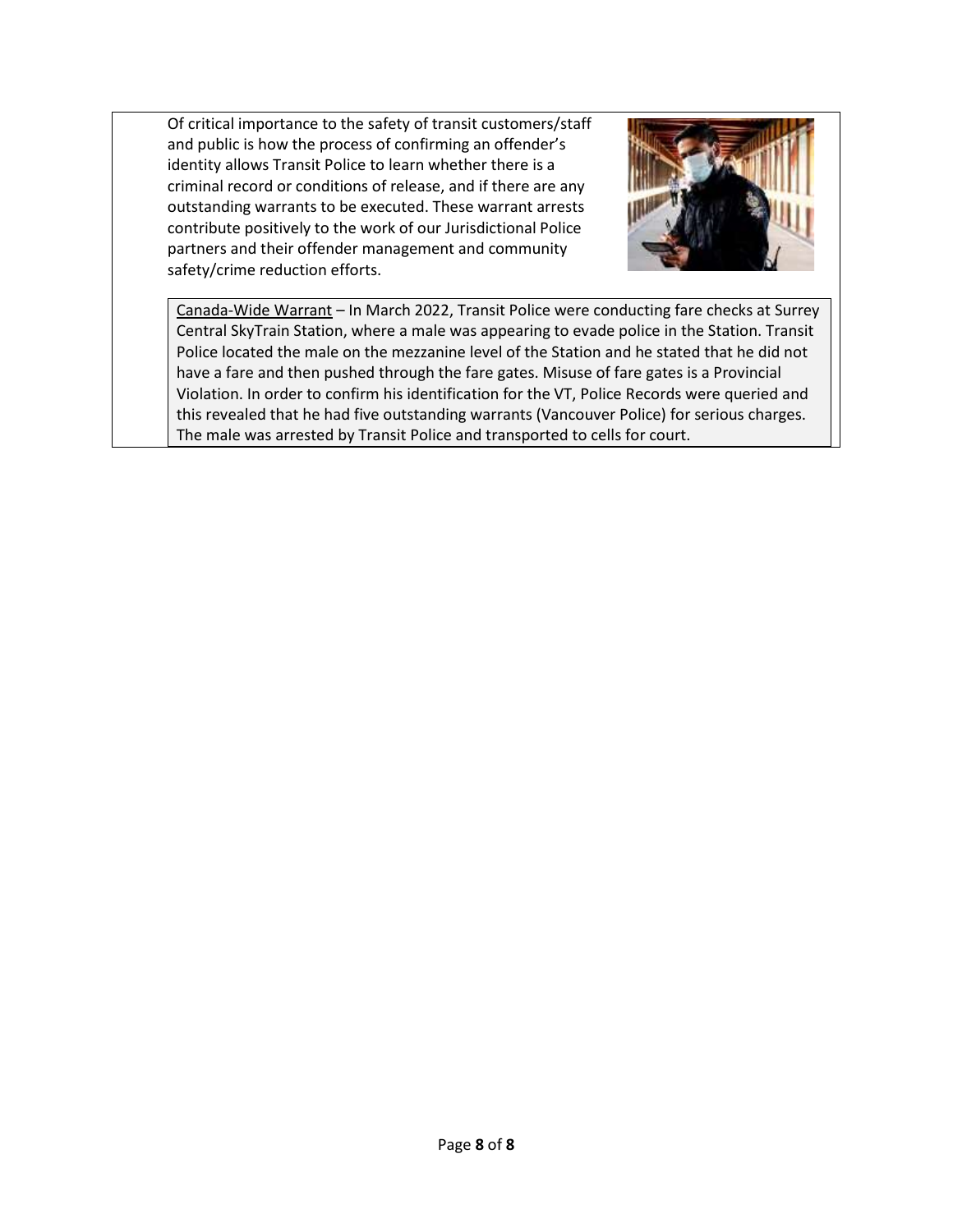Of critical importance to the safety of transit customers/staff and public is how the process of confirming an offender's identity allows Transit Police to learn whether there is a criminal record or conditions of release, and if there are any outstanding warrants to be executed. These warrant arrests contribute positively to the work of our Jurisdictional Police partners and their offender management and community safety/crime reduction efforts.

Canada-Wide Warrant – In March 2022, Transit Police were conducting fare checks at Surrey Central SkyTrain Station, where a male was appearing to evade police in the Station. Transit Police located the male on the mezzanine level of the Station and he stated that he did not have a fare and then pushed through the fare gates. Misuse of fare gates is a Provincial Violation. In order to confirm his identification for the VT, Police Records were queried and this revealed that he had five outstanding warrants (Vancouver Police) for serious charges. The male was arrested by Transit Police and transported to cells for court.